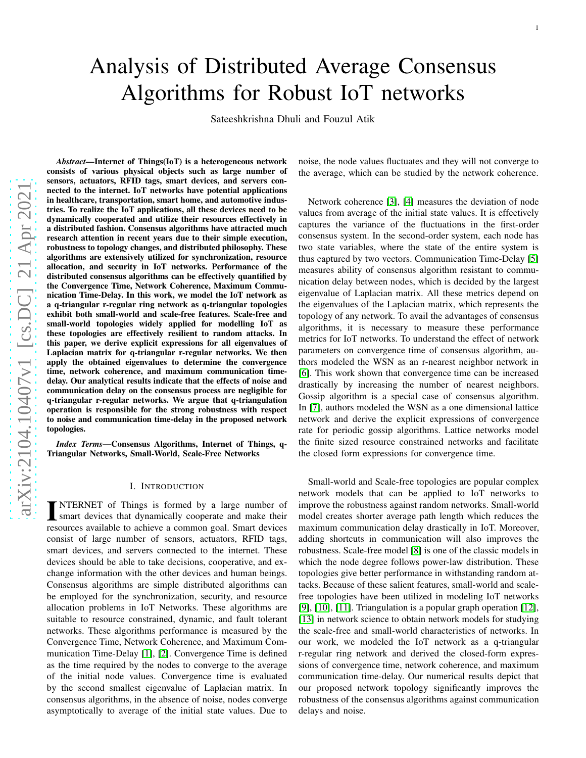# Analysis of Distributed Average Consensus Algorithms for Robust IoT networks

Sateeshkrishna Dhuli and Fouzul Atik

***Abstract*—Internet of Things(IoT) is a heterogeneous network consists of various physical objects such as large number of sensors, actuators, RFID tags, smart devices, and servers connected to the internet. IoT networks have potential applications in healthcare, transportation, smart home, and automotive industries. To realize the IoT applications, all these devices need to be dynamically cooperated and utilize their resources effectively in a distributed fashion. Consensus algorithms have attracted much research attention in recent years due to their simple execution, robustness to topology changes, and distributed philosophy. These algorithms are extensively utilized for synchronization, resource allocation, and security in IoT networks. Performance of the distributed consensus algorithms can be effectively quantified by the Convergence Time, Network Coherence, Maximum Communication Time-Delay. In this work, we model the IoT network as a q-triangular r-regular ring network as q-triangular topologies exhibit both small-world and scale-free features. Scale-free and small-world topologies widely applied for modelling IoT as these topologies are effectively resilient to random attacks. In this paper, we derive explicit expressions for all eigenvalues of Laplacian matrix for q-triangular r-regular networks. We then apply the obtained eigenvalues to determine the convergence time, network coherence, and maximum communication time-delay. Our analytical results indicate that the effects of noise and communication delay on the consensus process are negligible for q-triangular r-regular networks. We argue that q-triangulation operation is responsible for the strong robustness with respect to noise and communication time-delay in the proposed network topologies.**

***Index Terms*—Consensus Algorithms, Internet of Things, q-Triangular Networks, Small-World, Scale-Free Networks**

## I. Introduction

Internet of Things is formed by a large number of smart devices that dynamically cooperate and make their resources available to achieve a common goal. Smart devices consist of large number of sensors, actuators, RFID tags, smart devices, and servers connected to the internet. These devices should be able to take decisions, cooperative, and exchange information with the other devices and human beings. Consensus algorithms are simple distributed algorithms can be employed for the synchronization, security, and resource allocation problems in IoT Networks. These algorithms are suitable to resource constrained, dynamic, and fault tolerant networks. These algorithms performance is measured by the Convergence Time, Network Coherence, and Maximum Communication Time-Delay [1], [2]. Convergence Time is defined as the time required by the nodes to converge to the average of the initial node values. Convergence time is evaluated by the second smallest eigenvalue of Laplacian matrix. In consensus algorithms, in the absence of noise, nodes converge asymptotically to average of the initial state values. Due to noise, the node values fluctuates and they will not converge to the average, which can be studied by the network coherence.

Network coherence [3], [4] measures the deviation of node values from average of the initial state values. It is effectively captures the variance of the fluctuations in the first-order consensus system. In the second-order system, each node has two state variables, where the state of the entire system is thus captured by two vectors. Communication Time-Delay [5] measures ability of consensus algorithm resistant to communication delay between nodes, which is decided by the largest eigenvalue of Laplacian matrix. All these metrics depend on the eigenvalues of the Laplacian matrix, which represents the topology of any network. To avail the advantages of consensus algorithms, it is necessary to measure these performance metrics for IoT networks. To understand the effect of network parameters on convergence time of consensus algorithm, authors modeled the WSN as an r-nearest neighbor network in [6]. This work shown that convergence time can be increased drastically by increasing the number of nearest neighbors. Gossip algorithm is a special case of consensus algorithm. In [7], authors modeled the WSN as a one dimensional lattice network and derive the explicit expressions of convergence rate for periodic gossip algorithms. Lattice networks model the finite sized resource constrained networks and facilitate the closed form expressions for convergence time.

Small-world and Scale-free topologies are popular complex network models that can be applied to IoT networks to improve the robustness against random networks. Small-world model creates shorter average path length which reduces the maximum communication delay drastically in IoT. Moreover, adding shortcuts in communication will also improves the robustness. Scale-free model [8] is one of the classic models in which the node degree follows power-law distribution. These topologies give better performance in withstanding random attacks. Because of these salient features, small-world and scale-free topologies have been utilized in modeling IoT networks [9], [10], [11]. Triangulation is a popular graph operation [12], [13] in network science to obtain network models for studying the scale-free and small-world characteristics of networks. In our work, we modeled the IoT network as a q-triangular r-regular ring network and derived the closed-form expressions of convergence time, network coherence, and maximum communication time-delay. Our numerical results depict that our proposed network topology significantly improves the robustness of the consensus algorithms against communication delays and noise.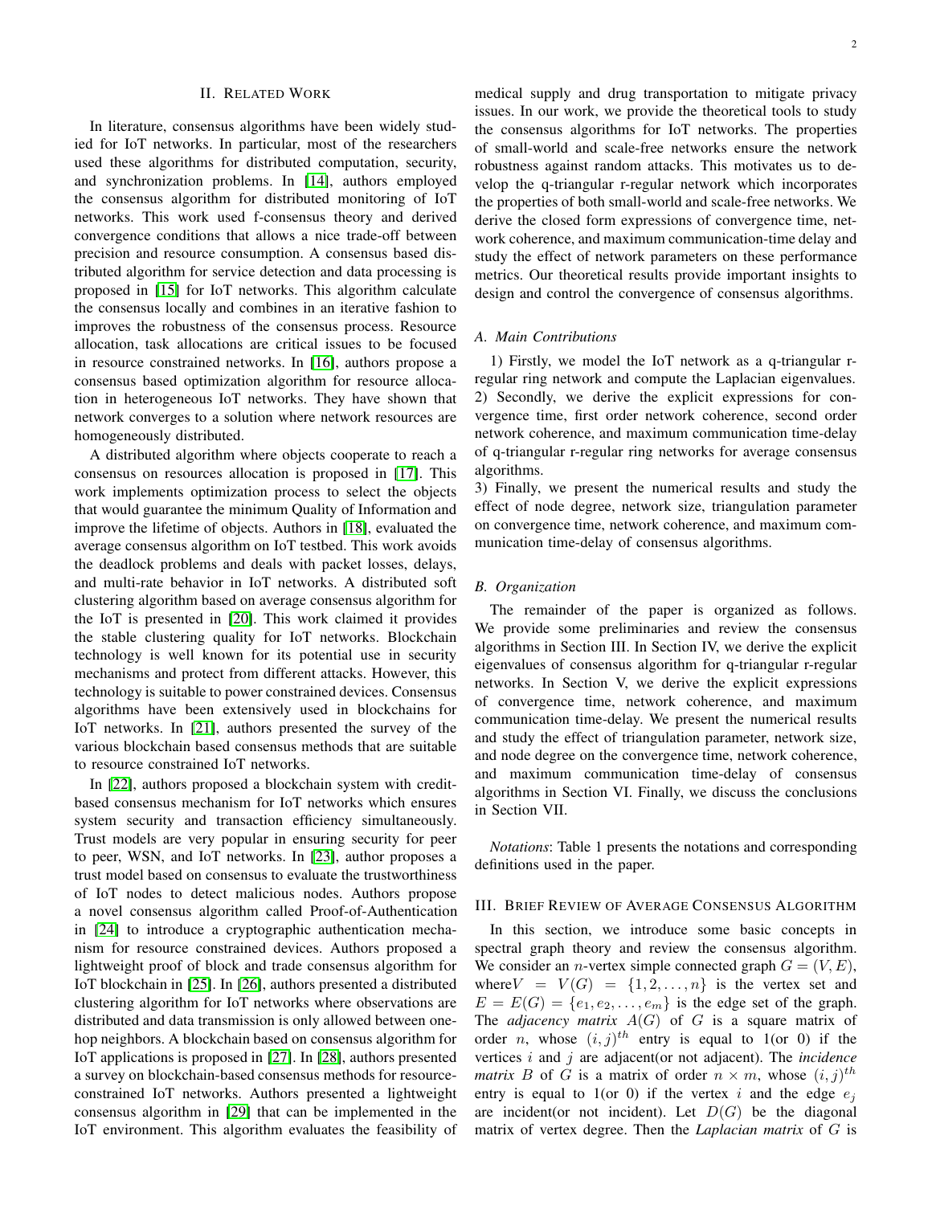## II. Related Work

In literature, consensus algorithms have been widely studied for IoT networks. In particular, most of the researchers used these algorithms for distributed computation, security, and synchronization problems. In [14], authors employed the consensus algorithm for distributed monitoring of IoT networks. This work used f-consensus theory and derived convergence conditions that allows a nice trade-off between precision and resource consumption. A consensus based distributed algorithm for service detection and data processing is proposed in [15] for IoT networks. This algorithm calculate the consensus locally and combines in an iterative fashion to improves the robustness of the consensus process. Resource allocation, task allocations are critical issues to be focused in resource constrained networks. In [16], authors propose a consensus based optimization algorithm for resource allocation in heterogeneous IoT networks. They have shown that network converges to a solution where network resources are homogeneously distributed.

A distributed algorithm where objects cooperate to reach a consensus on resources allocation is proposed in [17]. This work implements optimization process to select the objects that would guarantee the minimum Quality of Information and improve the lifetime of objects. Authors in [18], evaluated the average consensus algorithm on IoT testbed. This work avoids the deadlock problems and deals with packet losses, delays, and multi-rate behavior in IoT networks. A distributed soft clustering algorithm based on average consensus algorithm for the IoT is presented in [20]. This work claimed it provides the stable clustering quality for IoT networks. Blockchain technology is well known for its potential use in security mechanisms and protect from different attacks. However, this technology is suitable to power constrained devices. Consensus algorithms have been extensively used in blockchains for IoT networks. In [21], authors presented the survey of the various blockchain based consensus methods that are suitable to resource constrained IoT networks.

In [22], authors proposed a blockchain system with credit-based consensus mechanism for IoT networks which ensures system security and transaction efficiency simultaneously. Trust models are very popular in ensuring security for peer to peer, WSN, and IoT networks. In [23], author proposes a trust model based on consensus to evaluate the trustworthiness of IoT nodes to detect malicious nodes. Authors propose a novel consensus algorithm called Proof-of-Authentication in [24] to introduce a cryptographic authentication mechanism for resource constrained devices. Authors proposed a lightweight proof of block and trade consensus algorithm for IoT blockchain in [25]. In [26], authors presented a distributed clustering algorithm for IoT networks where observations are distributed and data transmission is only allowed between one-hop neighbors. A blockchain based on consensus algorithm for IoT applications is proposed in [27]. In [28], authors presented a survey on blockchain-based consensus methods for resource-constrained IoT networks. Authors presented a lightweight consensus algorithm in [29] that can be implemented in the IoT environment. This algorithm evaluates the feasibility of medical supply and drug transportation to mitigate privacy issues. In our work, we provide the theoretical tools to study the consensus algorithms for IoT networks. The properties of small-world and scale-free networks ensure the network robustness against random attacks. This motivates us to develop the q-triangular r-regular network which incorporates the properties of both small-world and scale-free networks. We derive the closed form expressions of convergence time, network coherence, and maximum communication-time delay and study the effect of network parameters on these performance metrics. Our theoretical results provide important insights to design and control the convergence of consensus algorithms.

### A. Main Contributions

1) Firstly, we model the IoT network as a q-triangular r-regular ring network and compute the Laplacian eigenvalues.
2) Secondly, we derive the explicit expressions for convergence time, first order network coherence, second order network coherence, and maximum communication time-delay of q-triangular r-regular ring networks for average consensus algorithms.
3) Finally, we present the numerical results and study the effect of node degree, network size, triangulation parameter on convergence time, network coherence, and maximum communication time-delay of consensus algorithms.

### B. Organization

The remainder of the paper is organized as follows. We provide some preliminaries and review the consensus algorithms in Section III. In Section IV, we derive the explicit eigenvalues of consensus algorithm for q-triangular r-regular networks. In Section V, we derive the explicit expressions of convergence time, network coherence, and maximum communication time-delay. We present the numerical results and study the effect of triangulation parameter, network size, and node degree on the convergence time, network coherence, and maximum communication time-delay of consensus algorithms in Section VI. Finally, we discuss the conclusions in Section VII.

*Notations*: Table 1 presents the notations and corresponding definitions used in the paper.

## III. Brief Review of Average Consensus Algorithm

In this section, we introduce some basic concepts in spectral graph theory and review the consensus algorithm. We consider an $n$-vertex simple connected graph $G = (V, E)$, where$V = V(G) = \{1, 2, \ldots, n\}$ is the vertex set and $E = E(G) = \{e_1, e_2, \ldots, e_m\}$ is the edge set of the graph. The *adjacency matrix* $A(G)$ of $G$ is a square matrix of order $n$, whose $(i, j)^{th}$ entry is equal to 1(or 0) if the vertices $i$ and $j$ are adjacent(or not adjacent). The *incidence matrix* $B$ of $G$ is a matrix of order $n \times m$, whose $(i, j)^{th}$ entry is equal to 1(or 0) if the vertex $i$ and the edge $e_j$ are incident(or not incident). Let $D(G)$ be the diagonal matrix of vertex degree. Then the *Laplacian matrix* of $G$ is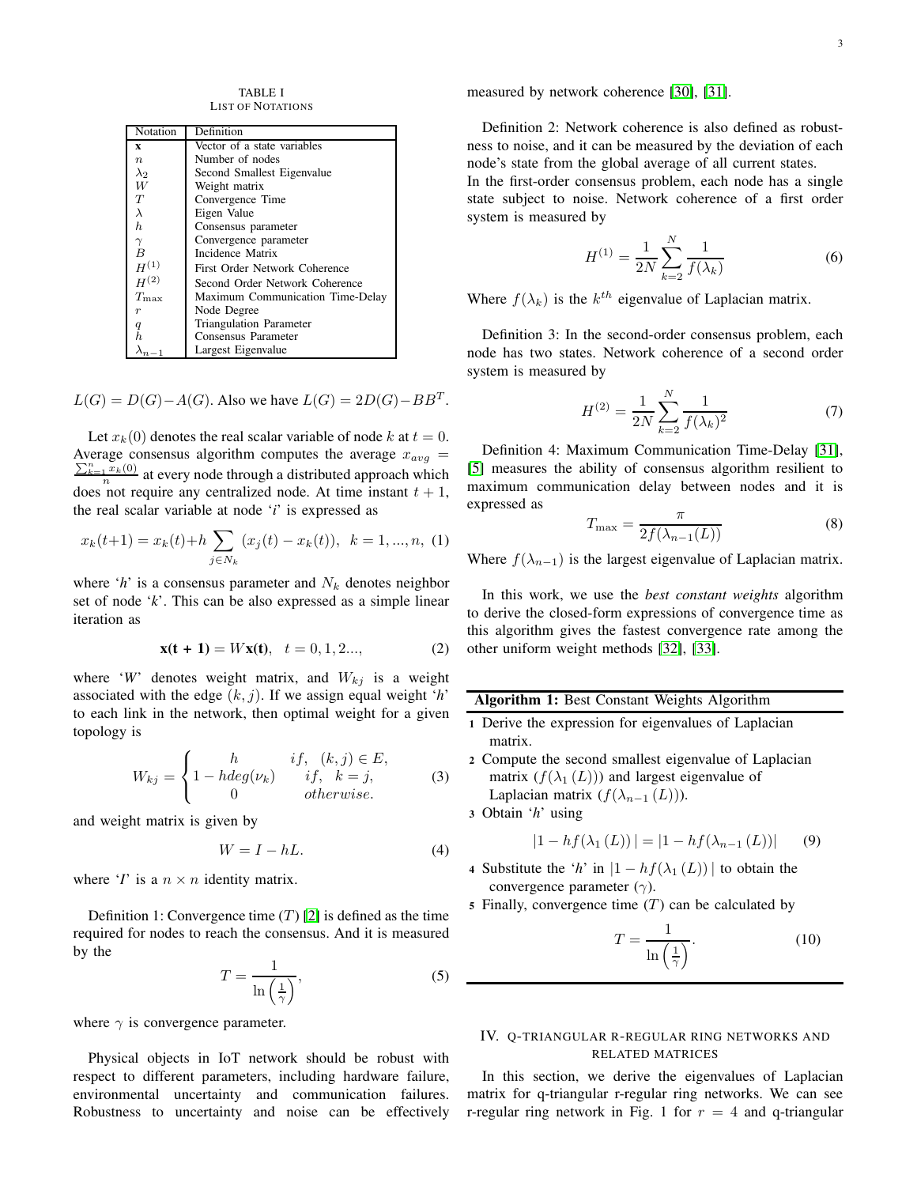TABLE I
LIST OF NOTATIONS

| Notation | Definition |
|---|---|
| $\mathbf{x}$ | Vector of a state variables |
| $n$ | Number of nodes |
| $\lambda_2$ | Second Smallest Eigenvalue |
| $W$ | Weight matrix |
| $T$ | Convergence Time |
| $\lambda$ | Eigen Value |
| $h$ | Consensus parameter |
| $\gamma$ | Convergence parameter |
| $B$ | Incidence Matrix |
| $H^{(1)}$ | First Order Network Coherence |
| $H^{(2)}$ | Second Order Network Coherence |
| $T_{\max}$ | Maximum Communication Time-Delay |
| $r$ | Node Degree |
| $q$ | Triangulation Parameter |
| $h$ | Consensus Parameter |
| $\lambda_{n-1}$ | Largest Eigenvalue |

$L(G) = D(G) - A(G)$. Also we have $L(G) = 2D(G) - BB^T$.

Let $x_k(0)$ denotes the real scalar variable of node $k$ at $t = 0$. Average consensus algorithm computes the average $x_{avg} = \frac{\sum_{k=1}^{n} x_k(0)}{n}$ at every node through a distributed approach which does not require any centralized node. At time instant $t + 1$, the real scalar variable at node '$i$' is expressed as

$$x_k(t+1) = x_k(t) + h \sum_{j \in N_k} (x_j(t) - x_k(t)), \;\; k = 1, ..., n, \quad (1)$$

where '$h$' is a consensus parameter and $N_k$ denotes neighbor set of node '$k$'. This can be also expressed as a simple linear iteration as

$$\mathbf{x(t+1)} = W\mathbf{x(t)}, \quad t = 0, 1, 2..., \quad (2)$$

where '$W$' denotes weight matrix, and $W_{kj}$ is a weight associated with the edge $(k, j)$. If we assign equal weight '$h$' to each link in the network, then optimal weight for a given topology is

$$W_{kj} = \begin{cases} h & if, \;\; (k, j) \in E, \\ 1 - h deg(\nu_k) & if, \;\; k = j, \\ 0 & otherwise. \end{cases} \quad (3)$$

and weight matrix is given by

$$W = I - hL. \quad (4)$$

where '$I$' is a $n \times n$ identity matrix.

Definition 1: Convergence time ($T$) [2] is defined as the time required for nodes to reach the consensus. And it is measured by the

$$T = \frac{1}{\ln\left(\frac{1}{\gamma}\right)}, \quad (5)$$

where $\gamma$ is convergence parameter.

Physical objects in IoT network should be robust with respect to different parameters, including hardware failure, environmental uncertainty and communication failures. Robustness to uncertainty and noise can be effectively measured by network coherence [30], [31].

Definition 2: Network coherence is also defined as robustness to noise, and it can be measured by the deviation of each node's state from the global average of all current states.
In the first-order consensus problem, each node has a single state subject to noise. Network coherence of a first order system is measured by

$$H^{(1)} = \frac{1}{2N} \sum_{k=2}^{N} \frac{1}{f(\lambda_k)} \quad (6)$$

Where $f(\lambda_k)$ is the $k^{th}$ eigenvalue of Laplacian matrix.

Definition 3: In the second-order consensus problem, each node has two states. Network coherence of a second order system is measured by

$$H^{(2)} = \frac{1}{2N} \sum_{k=2}^{N} \frac{1}{f(\lambda_k)^2} \quad (7)$$

Definition 4: Maximum Communication Time-Delay [31], [5] measures the ability of consensus algorithm resilient to maximum communication delay between nodes and it is expressed as

$$T_{\max} = \frac{\pi}{2f(\lambda_{n-1}(L))} \quad (8)$$

Where $f(\lambda_{n-1})$ is the largest eigenvalue of Laplacian matrix.

In this work, we use the *best constant weights* algorithm to derive the closed-form expressions of convergence time as this algorithm gives the fastest convergence rate among the other uniform weight methods [32], [33].

**Algorithm 1:** Best Constant Weights Algorithm

1. Derive the expression for eigenvalues of Laplacian matrix.
2. Compute the second smallest eigenvalue of Laplacian matrix ($f(\lambda_1(L))$) and largest eigenvalue of Laplacian matrix ($f(\lambda_{n-1}(L))$).
3. Obtain '$h$' using
$$|1 - hf(\lambda_1(L))| = |1 - hf(\lambda_{n-1}(L))| \quad (9)$$
4. Substitute the '$h$' in $|1 - hf(\lambda_1(L))|$ to obtain the convergence parameter ($\gamma$).
5. Finally, convergence time ($T$) can be calculated by
$$T = \frac{1}{\ln\left(\frac{1}{\gamma}\right)}. \quad (10)$$

## IV. Q-TRIANGULAR R-REGULAR RING NETWORKS AND RELATED MATRICES

In this section, we derive the eigenvalues of Laplacian matrix for q-triangular r-regular ring networks. We can see r-regular ring network in Fig. 1 for $r = 4$ and q-triangular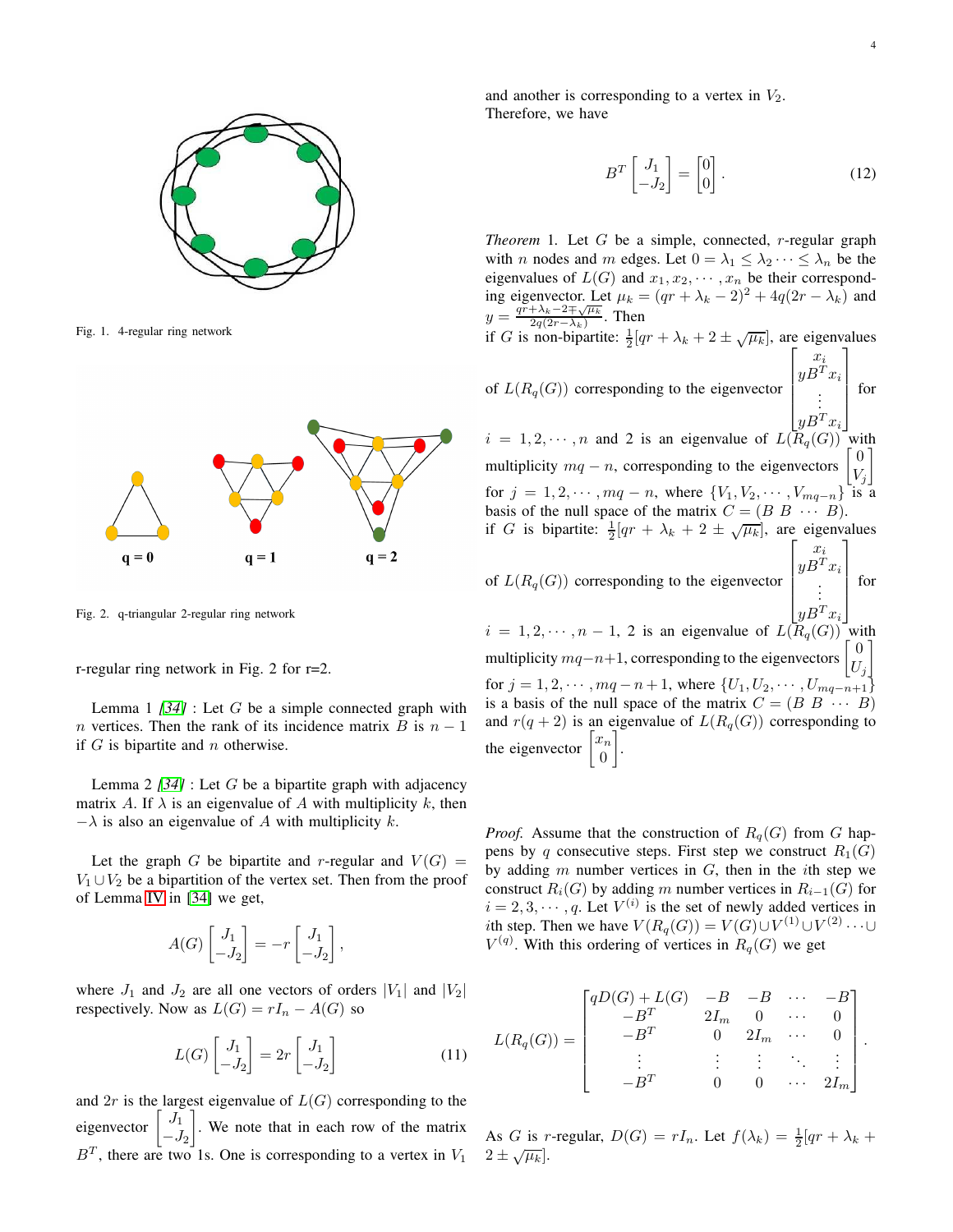Fig. 1. 4-regular ring network

Fig. 2. q-triangular 2-regular ring network

r-regular ring network in Fig. 2 for r=2.

Lemma 1 [34] : Let $G$ be a simple connected graph with $n$ vertices. Then the rank of its incidence matrix $B$ is $n-1$ if $G$ is bipartite and $n$ otherwise.

Lemma 2 [34] : Let $G$ be a bipartite graph with adjacency matrix $A$. If $\lambda$ is an eigenvalue of $A$ with multiplicity $k$, then $-\lambda$ is also an eigenvalue of $A$ with multiplicity $k$.

Let the graph $G$ be bipartite and $r$-regular and $V(G) = V_1 \cup V_2$ be a bipartition of the vertex set. Then from the proof of Lemma IV in [34] we get,

$$A(G)\begin{bmatrix} J_1 \\ -J_2 \end{bmatrix} = -r\begin{bmatrix} J_1 \\ -J_2 \end{bmatrix},$$

where $J_1$ and $J_2$ are all one vectors of orders $|V_1|$ and $|V_2|$ respectively. Now as $L(G) = rI_n - A(G)$ so

$$L(G)\begin{bmatrix} J_1 \\ -J_2 \end{bmatrix} = 2r\begin{bmatrix} J_1 \\ -J_2 \end{bmatrix} \tag{11}$$

and $2r$ is the largest eigenvalue of $L(G)$ corresponding to the eigenvector $\begin{bmatrix} J_1 \\ -J_2 \end{bmatrix}$. We note that in each row of the matrix $B^T$, there are two 1s. One is corresponding to a vertex in $V_1$ and another is corresponding to a vertex in $V_2$. Therefore, we have

$$B^T\begin{bmatrix} J_1 \\ -J_2 \end{bmatrix} = \begin{bmatrix} 0 \\ 0 \end{bmatrix}. \tag{12}$$

*Theorem* 1. Let $G$ be a simple, connected, $r$-regular graph with $n$ nodes and $m$ edges. Let $0 = \lambda_1 \leq \lambda_2 \cdots \leq \lambda_n$ be the eigenvalues of $L(G)$ and $x_1, x_2, \cdots, x_n$ be their corresponding eigenvector. Let $\mu_k = (qr + \lambda_k - 2)^2 + 4q(2r - \lambda_k)$ and $y = \frac{qr + \lambda_k - 2 \mp \sqrt{\mu_k}}{2q(2r - \lambda_k)}$. Then

if $G$ is non-bipartite: $\frac{1}{2}[qr + \lambda_k + 2 \pm \sqrt{\mu_k}]$, are eigenvalues of $L(R_q(G))$ corresponding to the eigenvector $\begin{bmatrix} x_i \\ yB^T x_i \\ \vdots \\ yB^T x_i \end{bmatrix}$ for $i = 1, 2, \cdots, n$ and 2 is an eigenvalue of $L(R_q(G))$ with multiplicity $mq - n$, corresponding to the eigenvectors $\begin{bmatrix} 0 \\ V_j \end{bmatrix}$ for $j = 1, 2, \cdots, mq - n$, where $\{V_1, V_2, \cdots, V_{mq-n}\}$ is a basis of the null space of the matrix $C = (B \ B \ \cdots \ B)$.

if $G$ is bipartite: $\frac{1}{2}[qr + \lambda_k + 2 \pm \sqrt{\mu_k}]$, are eigenvalues of $L(R_q(G))$ corresponding to the eigenvector $\begin{bmatrix} x_i \\ yB^T x_i \\ \vdots \\ yB^T x_i \end{bmatrix}$ for $i = 1, 2, \cdots, n-1$, 2 is an eigenvalue of $L(R_q(G))$ with multiplicity $mq - n + 1$, corresponding to the eigenvectors $\begin{bmatrix} 0 \\ U_j \end{bmatrix}$ for $j = 1, 2, \cdots, mq - n + 1$, where $\{U_1, U_2, \cdots, U_{mq-n+1}\}$ is a basis of the null space of the matrix $C = (B \ B \ \cdots \ B)$ and $r(q+2)$ is an eigenvalue of $L(R_q(G))$ corresponding to the eigenvector $\begin{bmatrix} x_n \\ 0 \end{bmatrix}$.

*Proof.* Assume that the construction of $R_q(G)$ from $G$ happens by $q$ consecutive steps. First step we construct $R_1(G)$ by adding $m$ number vertices in $G$, then in the $i$th step we construct $R_i(G)$ by adding $m$ number vertices in $R_{i-1}(G)$ for $i = 2, 3, \cdots, q$. Let $V^{(i)}$ is the set of newly added vertices in $i$th step. Then we have $V(R_q(G)) = V(G) \cup V^{(1)} \cup V^{(2)} \cdots \cup V^{(q)}$. With this ordering of vertices in $R_q(G)$ we get

$$L(R_q(G)) = \begin{bmatrix} qD(G) + L(G) & -B & -B & \cdots & -B \\ -B^T & 2I_m & 0 & \cdots & 0 \\ -B^T & 0 & 2I_m & \cdots & 0 \\ \vdots & \vdots & \vdots & \ddots & \vdots \\ -B^T & 0 & 0 & \cdots & 2I_m \end{bmatrix}.$$

As $G$ is $r$-regular, $D(G) = rI_n$. Let $f(\lambda_k) = \frac{1}{2}[qr + \lambda_k + 2 \pm \sqrt{\mu_k}]$.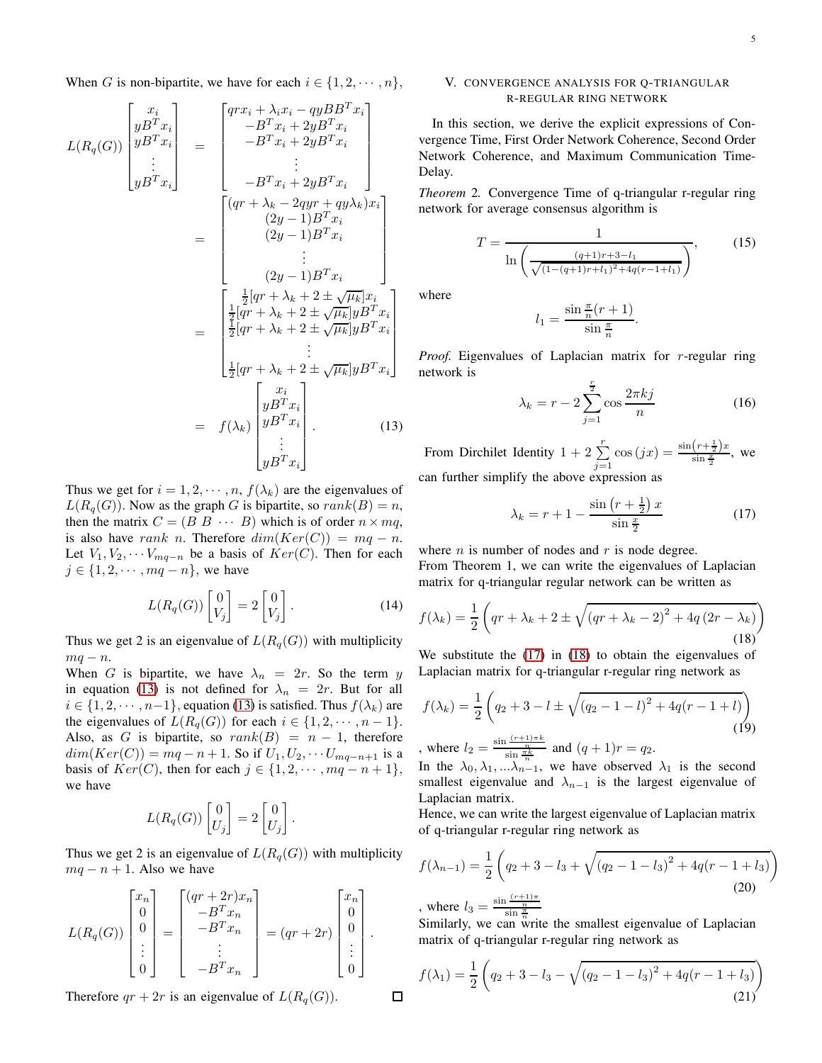When $G$ is non-bipartite, we have for each $i \in \{1, 2, \cdots, n\}$,

$$
\begin{aligned}
L(R_q(G)) \begin{bmatrix} x_i \\ yB^T x_i \\ yB^T x_i \\ \vdots \\ yB^T x_i \end{bmatrix} &= \begin{bmatrix} qrx_i + \lambda_i x_i - qyBB^T x_i \\ -B^T x_i + 2yB^T x_i \\ -B^T x_i + 2yB^T x_i \\ \vdots \\ -B^T x_i + 2yB^T x_i \end{bmatrix} \\
&= \begin{bmatrix} (qr + \lambda_k - 2qyr + qy\lambda_k)x_i \\ (2y-1)B^T x_i \\ (2y-1)B^T x_i \\ \vdots \\ (2y-1)B^T x_i \end{bmatrix} \\
&= \begin{bmatrix} \frac{1}{2}[qr + \lambda_k + 2 \pm \sqrt{\mu_k}]x_i \\ \frac{1}{2}[qr + \lambda_k + 2 \pm \sqrt{\mu_k}]yB^T x_i \\ \frac{1}{2}[qr + \lambda_k + 2 \pm \sqrt{\mu_k}]yB^T x_i \\ \vdots \\ \frac{1}{2}[qr + \lambda_k + 2 \pm \sqrt{\mu_k}]yB^T x_i \end{bmatrix} \\
&= f(\lambda_k) \begin{bmatrix} x_i \\ yB^T x_i \\ yB^T x_i \\ \vdots \\ yB^T x_i \end{bmatrix}. \qquad (13)
\end{aligned}
$$

Thus we get for $i = 1, 2, \cdots, n$, $f(\lambda_k)$ are the eigenvalues of $L(R_q(G))$. Now as the graph $G$ is bipartite, so $rank(B) = n$, then the matrix $C = (B \ B \ \cdots \ B)$ which is of order $n \times mq$, is also have $rank\ n$. Therefore $dim(Ker(C)) = mq - n$. Let $V_1, V_2, \cdots V_{mq-n}$ be a basis of $Ker(C)$. Then for each $j \in \{1, 2, \cdots, mq - n\}$, we have

$$
L(R_q(G)) \begin{bmatrix} 0 \\ V_j \end{bmatrix} = 2 \begin{bmatrix} 0 \\ V_j \end{bmatrix}. \qquad (14)
$$

Thus we get 2 is an eigenvalue of $L(R_q(G))$ with multiplicity $mq - n$.
When $G$ is bipartite, we have $\lambda_n = 2r$. So the term $y$ in equation (13) is not defined for $\lambda_n = 2r$. But for all $i \in \{1, 2, \cdots, n-1\}$, equation (13) is satisfied. Thus $f(\lambda_k)$ are the eigenvalues of $L(R_q(G))$ for each $i \in \{1, 2, \cdots, n-1\}$. Also, as $G$ is bipartite, so $rank(B) = n - 1$, therefore $dim(Ker(C)) = mq - n + 1$. So if $U_1, U_2, \cdots U_{mq-n+1}$ is a basis of $Ker(C)$, then for each $j \in \{1, 2, \cdots, mq - n + 1\}$, we have

$$
L(R_q(G)) \begin{bmatrix} 0 \\ U_j \end{bmatrix} = 2 \begin{bmatrix} 0 \\ U_j \end{bmatrix}.
$$

Thus we get 2 is an eigenvalue of $L(R_q(G))$ with multiplicity $mq - n + 1$. Also we have

$$
L(R_q(G)) \begin{bmatrix} x_n \\ 0 \\ 0 \\ \vdots \\ 0 \end{bmatrix} = \begin{bmatrix} (qr + 2r)x_n \\ -B^T x_n \\ -B^T x_n \\ \vdots \\ -B^T x_n \end{bmatrix} = (qr + 2r) \begin{bmatrix} x_n \\ 0 \\ 0 \\ \vdots \\ 0 \end{bmatrix}.
$$

Therefore $qr + 2r$ is an eigenvalue of $L(R_q(G))$. □

## V. Convergence Analysis for q-triangular r-regular ring network

In this section, we derive the explicit expressions of Convergence Time, First Order Network Coherence, Second Order Network Coherence, and Maximum Communication Time-Delay.

*Theorem 2.* Convergence Time of q-triangular r-regular ring network for average consensus algorithm is

$$
T = \frac{1}{\ln\left(\frac{(q+1)r + 3 - l_1}{\sqrt{(1-(q+1)r + l_1)^2 + 4q(r - 1 + l_1)}}\right)}, \qquad (15)
$$

where

$$
l_1 = \frac{\sin \frac{\pi}{n}(r+1)}{\sin \frac{\pi}{n}}.
$$

*Proof.* Eigenvalues of Laplacian matrix for $r$-regular ring network is

$$
\lambda_k = r - 2\sum_{j=1}^{\frac{r}{2}} \cos \frac{2\pi k j}{n} \qquad (16)
$$

From Dirchilet Identity $1 + 2\sum_{j=1}^{r} \cos(jx) = \frac{\sin\left(r + \frac{1}{2}\right)x}{\sin \frac{x}{2}}$, we can further simplify the above expression as

$$
\lambda_k = r + 1 - \frac{\sin\left(r + \frac{1}{2}\right)x}{\sin \frac{x}{2}} \qquad (17)
$$

where $n$ is number of nodes and $r$ is node degree.
From Theorem 1, we can write the eigenvalues of Laplacian matrix for q-triangular regular network can be written as

$$
f(\lambda_k) = \frac{1}{2}\left(qr + \lambda_k + 2 \pm \sqrt{(qr + \lambda_k - 2)^2 + 4q(2r - \lambda_k)}\right) \qquad (18)
$$

We substitute the (17) in (18) to obtain the eigenvalues of Laplacian matrix for q-triangular r-regular ring network as

$$
f(\lambda_k) = \frac{1}{2}\left(q_2 + 3 - l \pm \sqrt{(q_2 - 1 - l)^2 + 4q(r - 1 + l)}\right) \qquad (19)
$$

, where $l_2 = \frac{\sin \frac{(r+1)\pi k}{n}}{\sin \frac{\pi k}{n}}$ and $(q+1)r = q_2$.
In the $\lambda_0, \lambda_1, ...\lambda_{n-1}$, we have observed $\lambda_1$ is the second smallest eigenvalue and $\lambda_{n-1}$ is the largest eigenvalue of Laplacian matrix.
Hence, we can write the largest eigenvalue of Laplacian matrix of q-triangular r-regular ring network as

$$
f(\lambda_{n-1}) = \frac{1}{2}\left(q_2 + 3 - l_3 + \sqrt{(q_2 - 1 - l_3)^2 + 4q(r - 1 + l_3)}\right) \qquad (20)
$$

, where $l_3 = \frac{\sin \frac{(r+1)\pi}{n}}{\sin \frac{\pi}{n}}$
Similarly, we can write the smallest eigenvalue of Laplacian matrix of q-triangular r-regular ring network as

$$
f(\lambda_1) = \frac{1}{2}\left(q_2 + 3 - l_3 - \sqrt{(q_2 - 1 - l_3)^2 + 4q(r - 1 + l_3)}\right) \qquad (21)
$$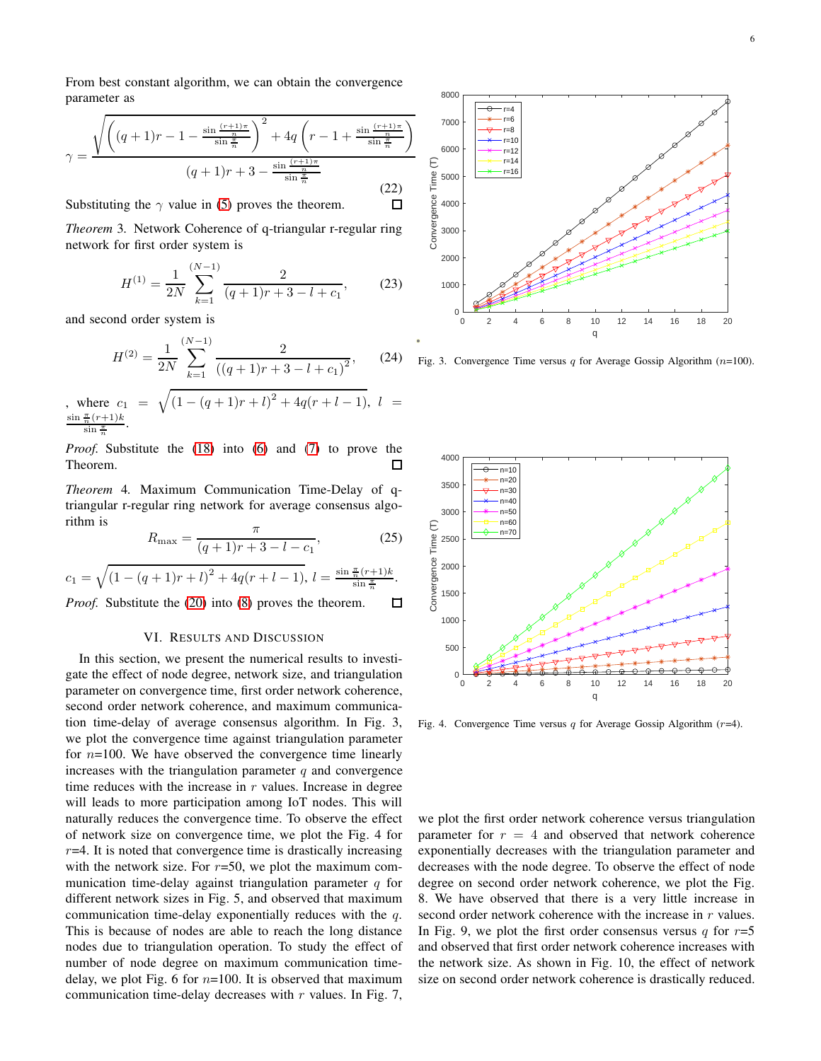From best constant algorithm, we can obtain the convergence parameter as

$$\gamma = \frac{\sqrt{\left((q+1)r - 1 - \frac{\sin\frac{(r+1)\pi}{n}}{\sin\frac{\pi}{n}}\right)^2 + 4q\left(r - 1 + \frac{\sin\frac{(r+1)\pi}{n}}{\sin\frac{\pi}{n}}\right)}}{(q+1)r + 3 - \frac{\sin\frac{(r+1)\pi}{n}}{\sin\frac{\pi}{n}}} \tag{22}$$

Substituting the $\gamma$ value in (5) proves the theorem. □

*Theorem 3.* Network Coherence of q-triangular r-regular ring network for first order system is

$$H^{(1)} = \frac{1}{2N}\sum_{k=1}^{(N-1)} \frac{2}{(q+1)r + 3 - l + c_1}, \tag{23}$$

and second order system is

$$H^{(2)} = \frac{1}{2N}\sum_{k=1}^{(N-1)} \frac{2}{\left((q+1)r + 3 - l + c_1\right)^2}, \tag{24}$$

, where $c_1 = \sqrt{\left(1 - (q+1)r + l\right)^2 + 4q(r + l - 1)}$, $l = \frac{\sin\frac{\pi}{n}(r+1)k}{\sin\frac{\pi}{n}}$.

*Proof.* Substitute the (18) into (6) and (7) to prove the Theorem. □

*Theorem 4.* Maximum Communication Time-Delay of q-triangular r-regular ring network for average consensus algorithm is

$$R_{\max} = \frac{\pi}{(q+1)r + 3 - l - c_1}, \tag{25}$$

$c_1 = \sqrt{\left(1 - (q+1)r + l\right)^2 + 4q(r + l - 1)}$, $l = \frac{\sin\frac{\pi}{n}(r+1)k}{\sin\frac{\pi}{n}}$.

*Proof.* Substitute the (20) into (8) proves the theorem. □

## VI. Results and Discussion

In this section, we present the numerical results to investigate the effect of node degree, network size, and triangulation parameter on convergence time, first order network coherence, second order network coherence, and maximum communication time-delay of average consensus algorithm. In Fig. 3, we plot the convergence time against triangulation parameter for $n$=100. We have observed the convergence time linearly increases with the triangulation parameter $q$ and convergence time reduces with the increase in $r$ values. Increase in degree will leads to more participation among IoT nodes. This will naturally reduces the convergence time. To observe the effect of network size on convergence time, we plot the Fig. 4 for $r$=4. It is noted that convergence time is drastically increasing with the network size. For $r$=50, we plot the maximum communication time-delay against triangulation parameter $q$ for different network sizes in Fig. 5, and observed that maximum communication time-delay exponentially reduces with the $q$. This is because of nodes are able to reach the long distance nodes due to triangulation operation. To study the effect of number of node degree on maximum communication time-delay, we plot Fig. 6 for $n$=100. It is observed that maximum communication time-delay decreases with $r$ values. In Fig. 7, we plot the first order network coherence versus triangulation parameter for $r = 4$ and observed that network coherence exponentially decreases with the triangulation parameter and decreases with the node degree. To observe the effect of node degree on second order network coherence, we plot the Fig. 8. We have observed that there is a very little increase in second order network coherence with the increase in $r$ values. In Fig. 9, we plot the first order consensus versus $q$ for $r$=5 and observed that first order network coherence increases with the network size. As shown in Fig. 10, the effect of network size on second order network coherence is drastically reduced.

Fig. 3. Convergence Time versus $q$ for Average Gossip Algorithm ($n$=100).

Fig. 4. Convergence Time versus $q$ for Average Gossip Algorithm ($r$=4).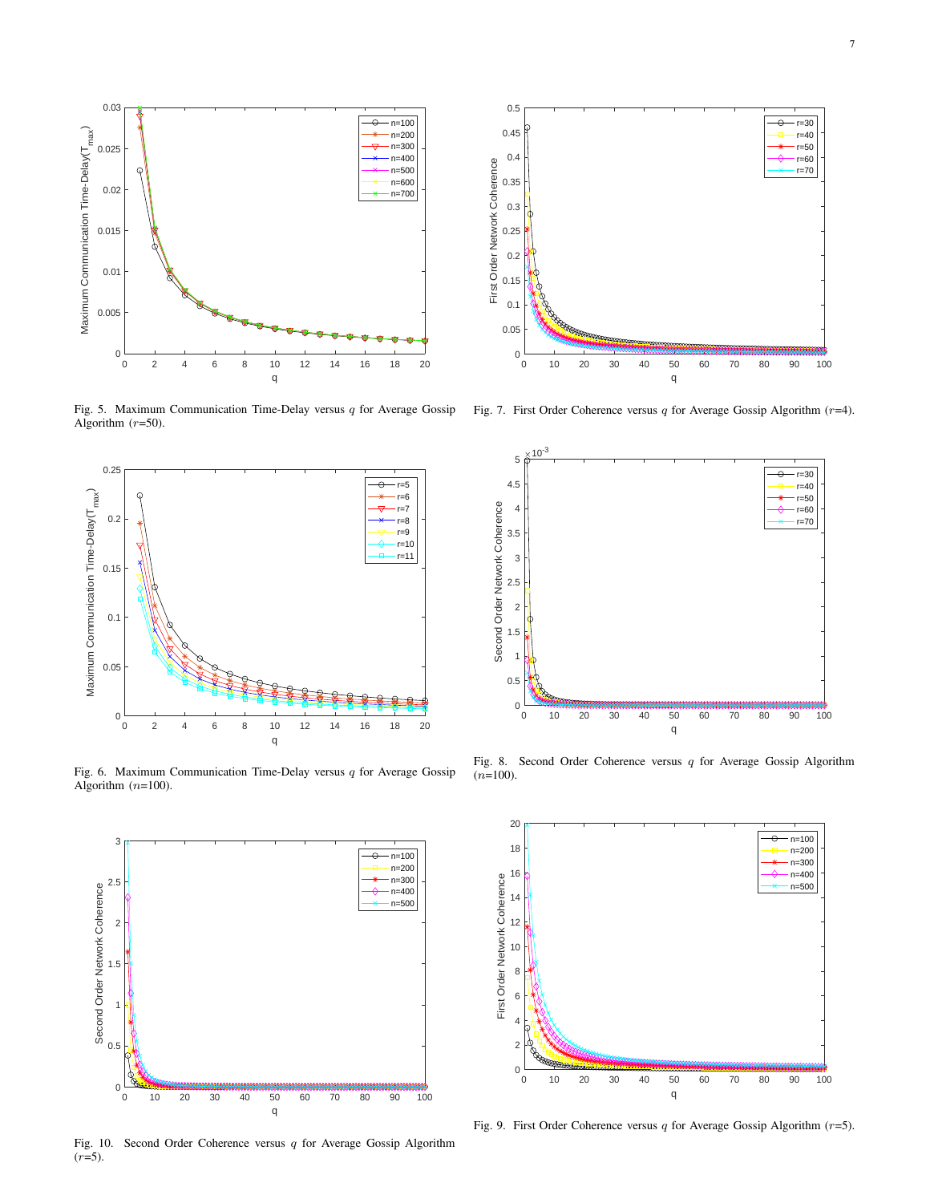Fig. 5. Maximum Communication Time-Delay versus $q$ for Average Gossip Algorithm ($r$=50).

Fig. 7. First Order Coherence versus $q$ for Average Gossip Algorithm ($r$=4).

Fig. 6. Maximum Communication Time-Delay versus $q$ for Average Gossip Algorithm ($n$=100).

Fig. 8. Second Order Coherence versus $q$ for Average Gossip Algorithm ($n$=100).

Fig. 10. Second Order Coherence versus $q$ for Average Gossip Algorithm ($r$=5).

Fig. 9. First Order Coherence versus $q$ for Average Gossip Algorithm ($r$=5).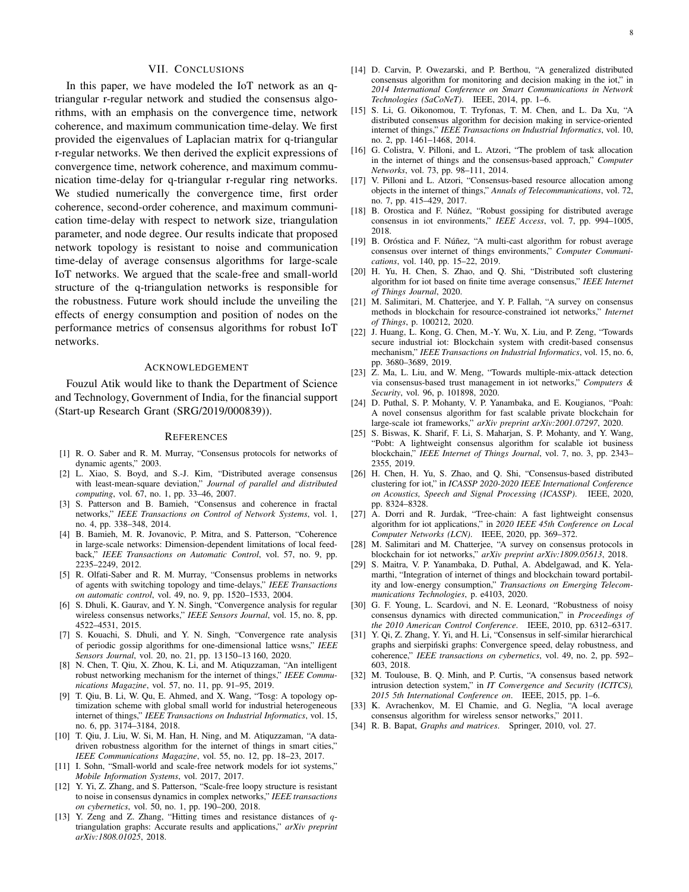## VII. Conclusions

In this paper, we have modeled the IoT network as an q-triangular r-regular network and studied the consensus algorithms, with an emphasis on the convergence time, network coherence, and maximum communication time-delay. We first provided the eigenvalues of Laplacian matrix for q-triangular r-regular networks. We then derived the explicit expressions of convergence time, network coherence, and maximum communication time-delay for q-triangular r-regular ring networks. We studied numerically the convergence time, first order coherence, second-order coherence, and maximum communication time-delay with respect to network size, triangulation parameter, and node degree. Our results indicate that proposed network topology is resistant to noise and communication time-delay of average consensus algorithms for large-scale IoT networks. We argued that the scale-free and small-world structure of the q-triangulation networks is responsible for the robustness. Future work should include the unveiling the effects of energy consumption and position of nodes on the performance metrics of consensus algorithms for robust IoT networks.

## Acknowledgement

Fouzul Atik would like to thank the Department of Science and Technology, Government of India, for the financial support (Start-up Research Grant (SRG/2019/000839)).

## References

[1] R. O. Saber and R. M. Murray, "Consensus protocols for networks of dynamic agents," 2003.

[2] L. Xiao, S. Boyd, and S.-J. Kim, "Distributed average consensus with least-mean-square deviation," *Journal of parallel and distributed computing*, vol. 67, no. 1, pp. 33–46, 2007.

[3] S. Patterson and B. Bamieh, "Consensus and coherence in fractal networks," *IEEE Transactions on Control of Network Systems*, vol. 1, no. 4, pp. 338–348, 2014.

[4] B. Bamieh, M. R. Jovanovic, P. Mitra, and S. Patterson, "Coherence in large-scale networks: Dimension-dependent limitations of local feedback," *IEEE Transactions on Automatic Control*, vol. 57, no. 9, pp. 2235–2249, 2012.

[5] R. Olfati-Saber and R. M. Murray, "Consensus problems in networks of agents with switching topology and time-delays," *IEEE Transactions on automatic control*, vol. 49, no. 9, pp. 1520–1533, 2004.

[6] S. Dhuli, K. Gaurav, and Y. N. Singh, "Convergence analysis for regular wireless consensus networks," *IEEE Sensors Journal*, vol. 15, no. 8, pp. 4522–4531, 2015.

[7] S. Kouachi, S. Dhuli, and Y. N. Singh, "Convergence rate analysis of periodic gossip algorithms for one-dimensional lattice wsns," *IEEE Sensors Journal*, vol. 20, no. 21, pp. 13 150–13 160, 2020.

[8] N. Chen, T. Qiu, X. Zhou, K. Li, and M. Atiquzzaman, "An intelligent robust networking mechanism for the internet of things," *IEEE Communications Magazine*, vol. 57, no. 11, pp. 91–95, 2019.

[9] T. Qiu, B. Li, W. Qu, E. Ahmed, and X. Wang, "Tosg: A topology optimization scheme with global small world for industrial heterogeneous internet of things," *IEEE Transactions on Industrial Informatics*, vol. 15, no. 6, pp. 3174–3184, 2018.

[10] T. Qiu, J. Liu, W. Si, M. Han, H. Ning, and M. Atiquzzaman, "A data-driven robustness algorithm for the internet of things in smart cities," *IEEE Communications Magazine*, vol. 55, no. 12, pp. 18–23, 2017.

[11] I. Sohn, "Small-world and scale-free network models for iot systems," *Mobile Information Systems*, vol. 2017, 2017.

[12] Y. Yi, Z. Zhang, and S. Patterson, "Scale-free loopy structure is resistant to noise in consensus dynamics in complex networks," *IEEE transactions on cybernetics*, vol. 50, no. 1, pp. 190–200, 2018.

[13] Y. Zeng and Z. Zhang, "Hitting times and resistance distances of $q$-triangulation graphs: Accurate results and applications," *arXiv preprint arXiv:1808.01025*, 2018.

[14] D. Carvin, P. Owezarski, and P. Berthou, "A generalized distributed consensus algorithm for monitoring and decision making in the iot," in *2014 International Conference on Smart Communications in Network Technologies (SaCoNeT)*. IEEE, 2014, pp. 1–6.

[15] S. Li, G. Oikonomou, T. Tryfonas, T. M. Chen, and L. Da Xu, "A distributed consensus algorithm for decision making in service-oriented internet of things," *IEEE Transactions on Industrial Informatics*, vol. 10, no. 2, pp. 1461–1468, 2014.

[16] G. Colistra, V. Pilloni, and L. Atzori, "The problem of task allocation in the internet of things and the consensus-based approach," *Computer Networks*, vol. 73, pp. 98–111, 2014.

[17] V. Pilloni and L. Atzori, "Consensus-based resource allocation among objects in the internet of things," *Annals of Telecommunications*, vol. 72, no. 7, pp. 415–429, 2017.

[18] B. Orostica and F. Núñez, "Robust gossiping for distributed average consensus in iot environments," *IEEE Access*, vol. 7, pp. 994–1005, 2018.

[19] B. Oróstica and F. Núñez, "A multi-cast algorithm for robust average consensus over internet of things environments," *Computer Communications*, vol. 140, pp. 15–22, 2019.

[20] H. Yu, H. Chen, S. Zhao, and Q. Shi, "Distributed soft clustering algorithm for iot based on finite time average consensus," *IEEE Internet of Things Journal*, 2020.

[21] M. Salimitari, M. Chatterjee, and Y. P. Fallah, "A survey on consensus methods in blockchain for resource-constrained iot networks," *Internet of Things*, p. 100212, 2020.

[22] J. Huang, L. Kong, G. Chen, M.-Y. Wu, X. Liu, and P. Zeng, "Towards secure industrial iot: Blockchain system with credit-based consensus mechanism," *IEEE Transactions on Industrial Informatics*, vol. 15, no. 6, pp. 3680–3689, 2019.

[23] Z. Ma, L. Liu, and W. Meng, "Towards multiple-mix-attack detection via consensus-based trust management in iot networks," *Computers & Security*, vol. 96, p. 101898, 2020.

[24] D. Puthal, S. P. Mohanty, V. P. Yanambaka, and E. Kougianos, "Poah: A novel consensus algorithm for fast scalable private blockchain for large-scale iot frameworks," *arXiv preprint arXiv:2001.07297*, 2020.

[25] S. Biswas, K. Sharif, F. Li, S. Maharjan, S. P. Mohanty, and Y. Wang, "Pobt: A lightweight consensus algorithm for scalable iot business blockchain," *IEEE Internet of Things Journal*, vol. 7, no. 3, pp. 2343–2355, 2019.

[26] H. Chen, H. Yu, S. Zhao, and Q. Shi, "Consensus-based distributed clustering for iot," in *ICASSP 2020-2020 IEEE International Conference on Acoustics, Speech and Signal Processing (ICASSP)*. IEEE, 2020, pp. 8324–8328.

[27] A. Dorri and R. Jurdak, "Tree-chain: A fast lightweight consensus algorithm for iot applications," in *2020 IEEE 45th Conference on Local Computer Networks (LCN)*. IEEE, 2020, pp. 369–372.

[28] M. Salimitari and M. Chatterjee, "A survey on consensus protocols in blockchain for iot networks," *arXiv preprint arXiv:1809.05613*, 2018.

[29] S. Maitra, V. P. Yanambaka, D. Puthal, A. Abdelgawad, and K. Yelamarthi, "Integration of internet of things and blockchain toward portability and low-energy consumption," *Transactions on Emerging Telecommunications Technologies*, p. e4103, 2020.

[30] G. F. Young, L. Scardovi, and N. E. Leonard, "Robustness of noisy consensus dynamics with directed communication," in *Proceedings of the 2010 American Control Conference*. IEEE, 2010, pp. 6312–6317.

[31] Y. Qi, Z. Zhang, Y. Yi, and H. Li, "Consensus in self-similar hierarchical graphs and sierpiński graphs: Convergence speed, delay robustness, and coherence," *IEEE transactions on cybernetics*, vol. 49, no. 2, pp. 592–603, 2018.

[32] M. Toulouse, B. Q. Minh, and P. Curtis, "A consensus based network intrusion detection system," in *IT Convergence and Security (ICITCS), 2015 5th International Conference on*. IEEE, 2015, pp. 1–6.

[33] K. Avrachenkov, M. El Chamie, and G. Neglia, "A local average consensus algorithm for wireless sensor networks," 2011.

[34] R. B. Bapat, *Graphs and matrices*. Springer, 2010, vol. 27.